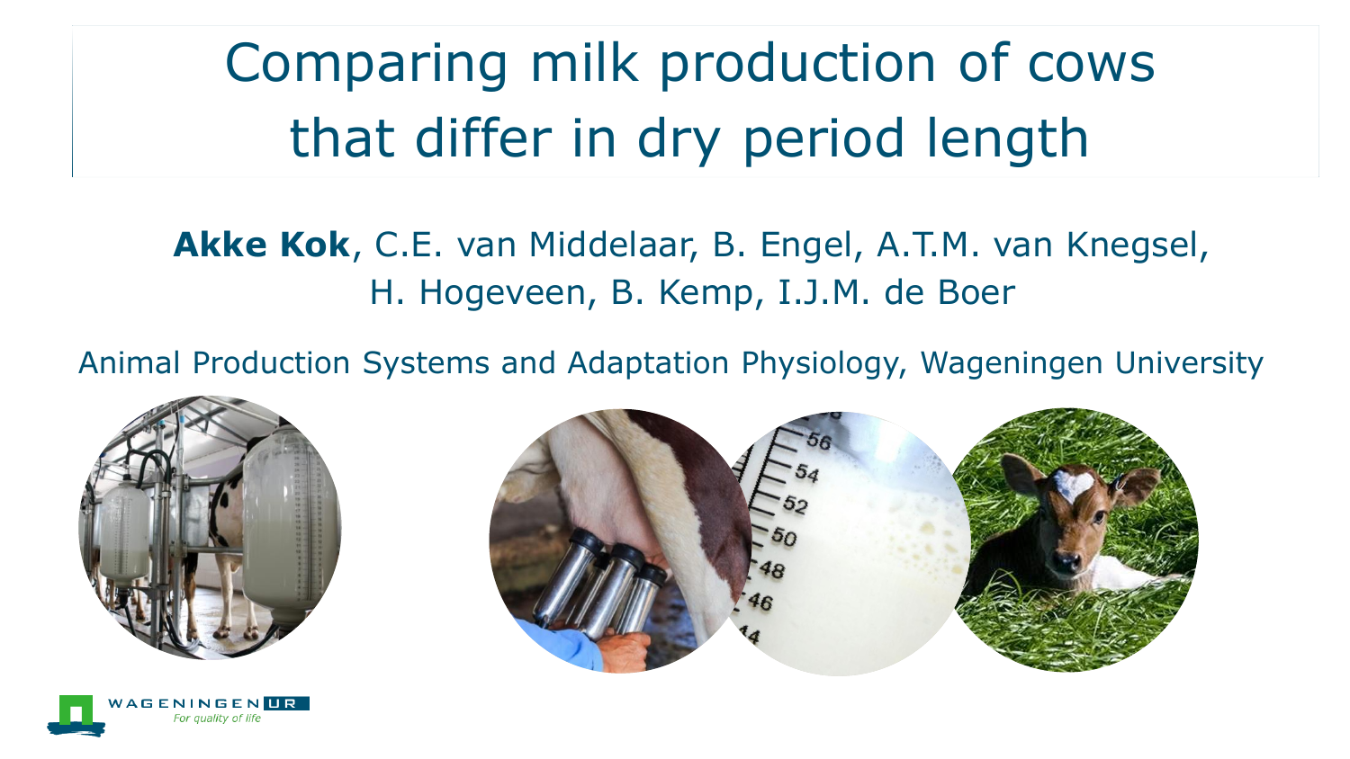# Comparing milk production of cows that differ in dry period length

**Akke Kok**, C.E. van Middelaar, B. Engel, A.T.M. van Knegsel, H. Hogeveen, B. Kemp, I.J.M. de Boer

Animal Production Systems and Adaptation Physiology, Wageningen University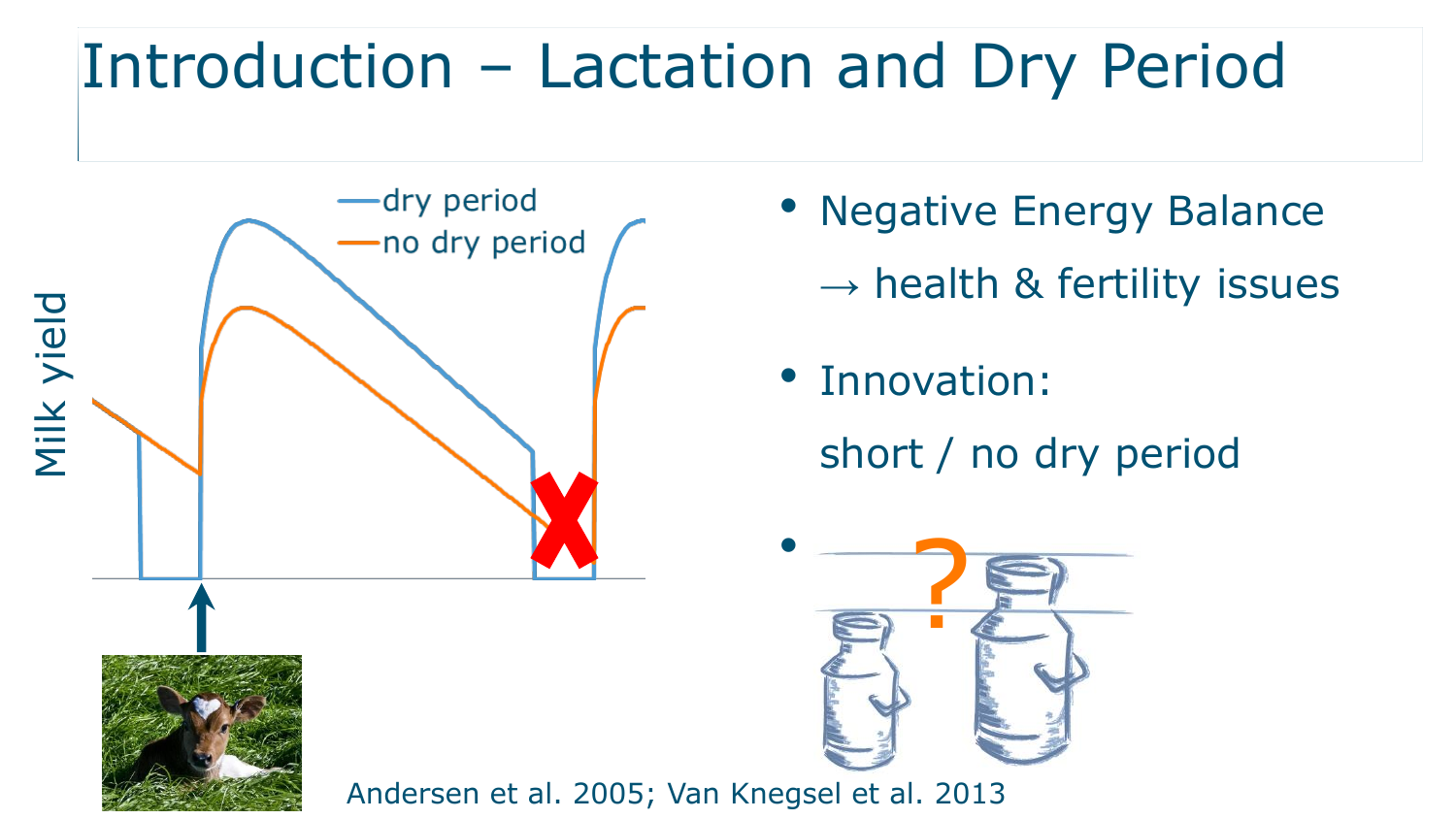# Introduction – Lactation and Dry Period

- Negative Energy Balance

  → health & fertility issues

- Innovation:

  short / no dry period

- 

Andersen et al. 2005; Van Knegsel et al. 2013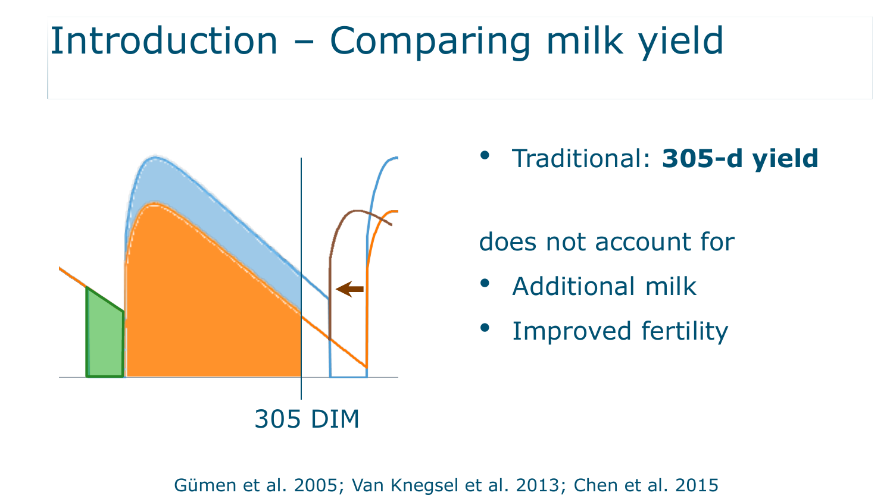# Introduction – Comparing milk yield

305 DIM

- Traditional: **305-d yield**

does not account for

- Additional milk
- Improved fertility

Gümen et al. 2005; Van Knegsel et al. 2013; Chen et al. 2015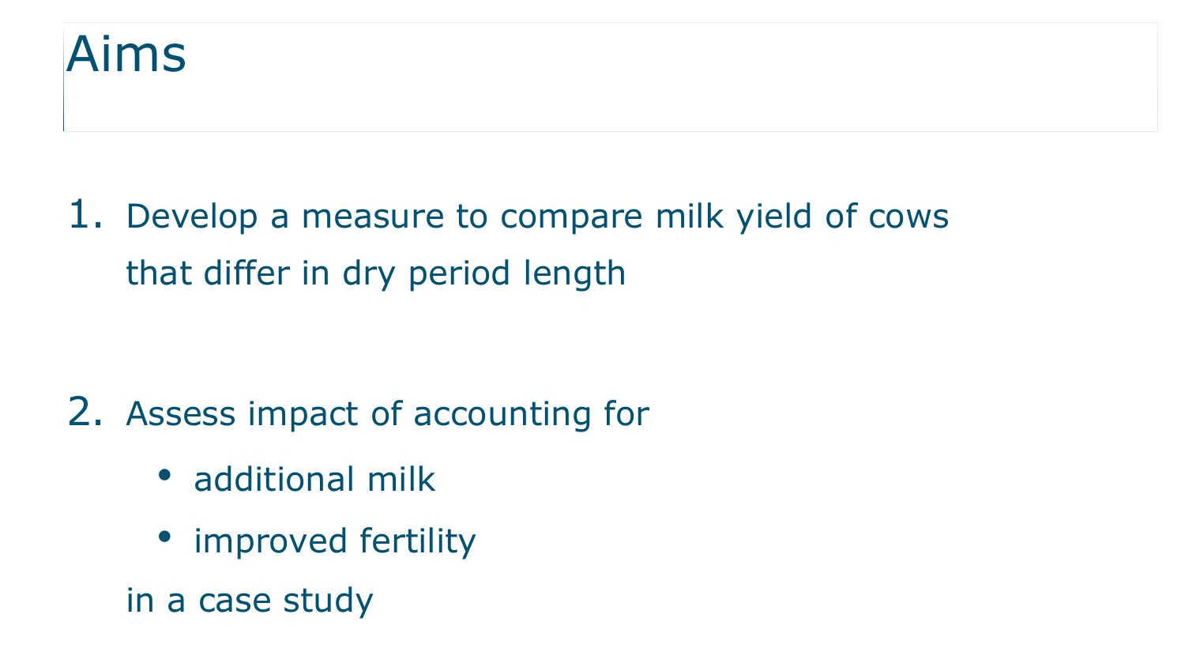# Aims

1. Develop a measure to compare milk yield of cows that differ in dry period length

2. Assess impact of accounting for
   - additional milk
   - improved fertility

   in a case study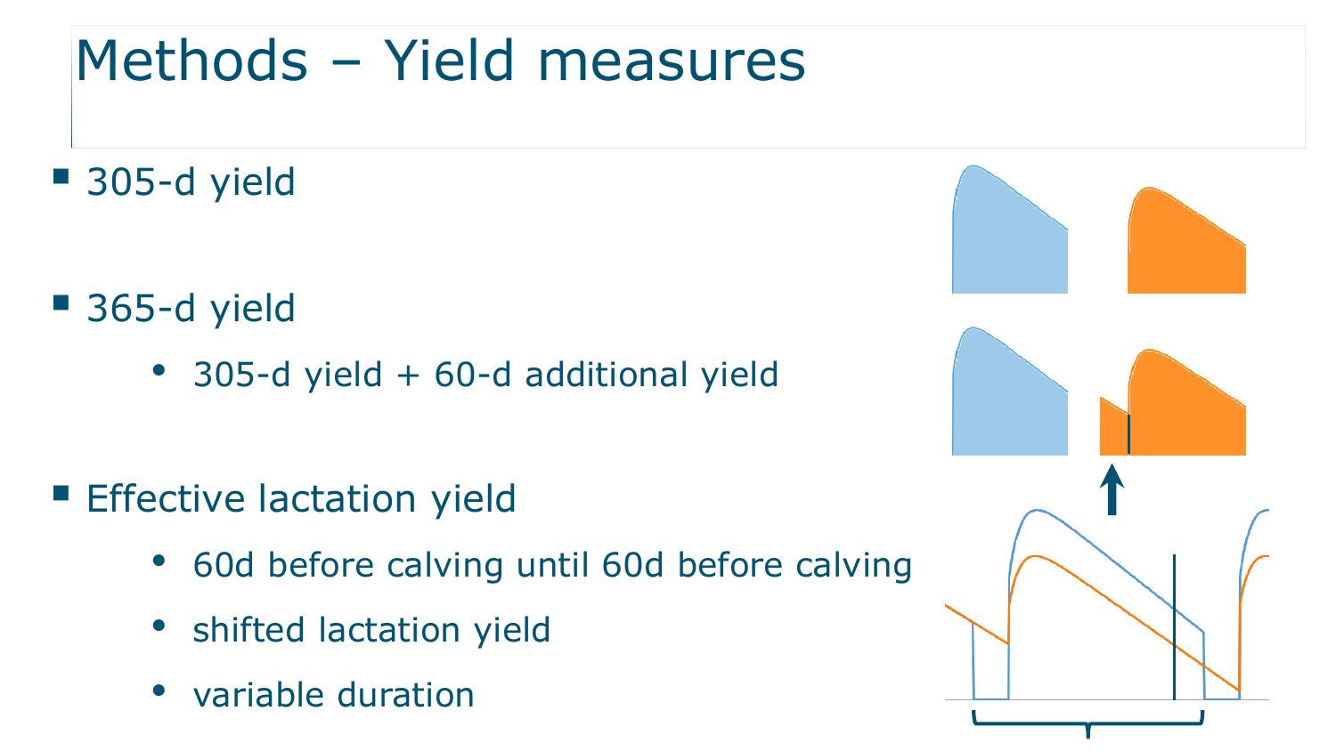# Methods – Yield measures

- 305-d yield
- 365-d yield
  - 305-d yield + 60-d additional yield
- Effective lactation yield
  - 60d before calving until 60d before calving
  - shifted lactation yield
  - variable duration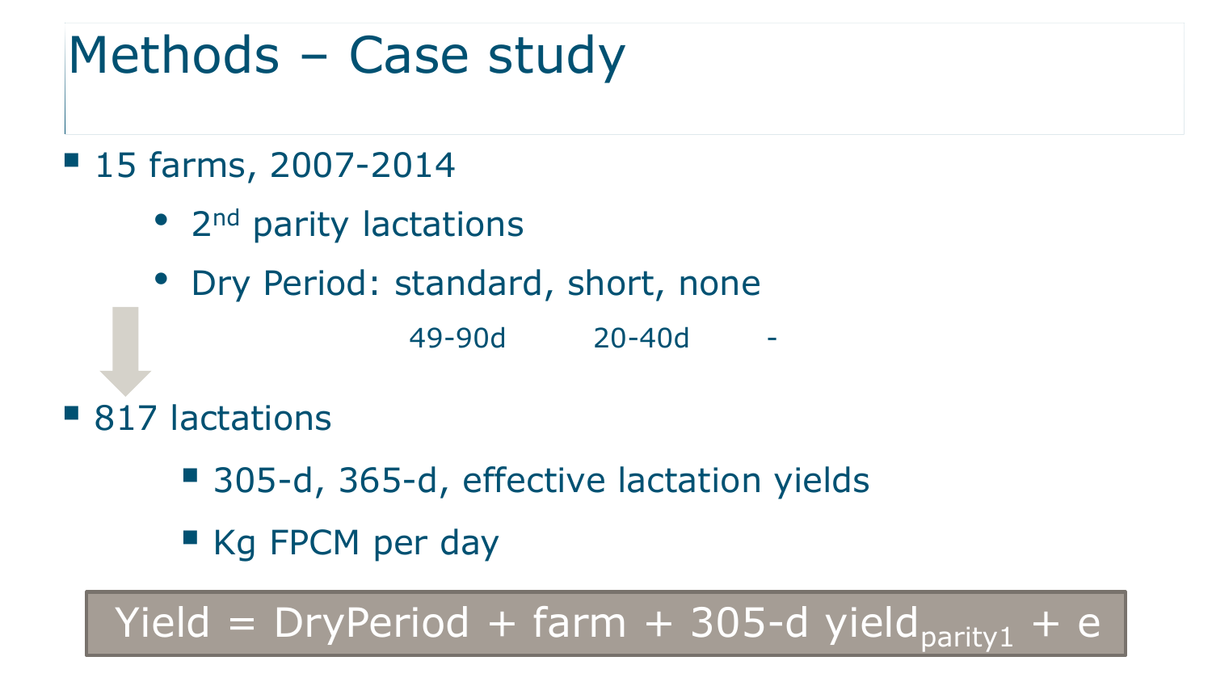# Methods – Case study

- 15 farms, 2007-2014
  - $2^{nd}$ parity lactations
  - Dry Period: standard, short, none

| standard | short | none |
|---|---|---|
| 49-90d | 20-40d | - |

- 817 lactations
  - 305-d, 365-d, effective lactation yields
  - Kg FPCM per day

$$\text{Yield} = \text{DryPeriod} + \text{farm} + \text{305-d yield}_{\text{parity1}} + e$$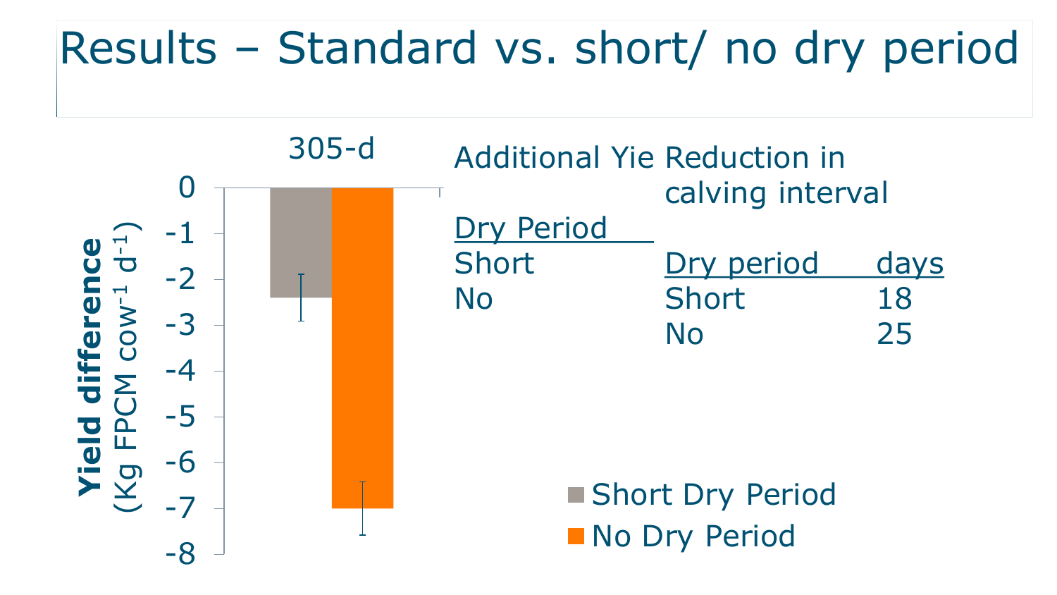# Results – Standard vs. short/ no dry period

305-d

Yield difference (Kg FPCM cow$^{-1}$ d$^{-1}$)

0
-1
-2
-3
-4
-5
-6
-7
-8

Short Dry Period
No Dry Period

Additional Yie

| Dry Period |
| --- |
| Short |
| No |

Reduction in calving interval

| Dry period | days |
| --- | --- |
| Short | 18 |
| No | 25 |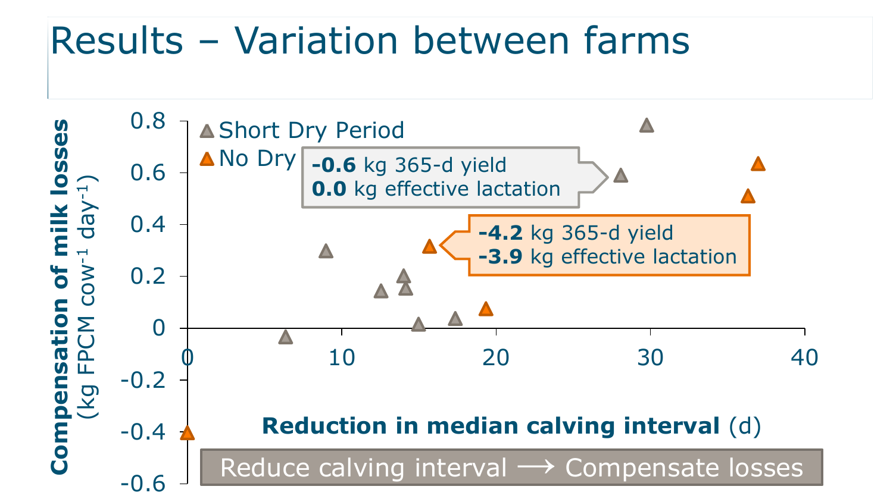# Results – Variation between farms

Short Dry Period

No Dry

**-0.6** kg 365-d yield
**0.0** kg effective lactation

**-4.2** kg 365-d yield
**-3.9** kg effective lactation

**Compensation of milk losses** (kg FPCM cow$^{-1}$ day$^{-1}$)

**Reduction in median calving interval** (d)

Reduce calving interval ⟶ Compensate losses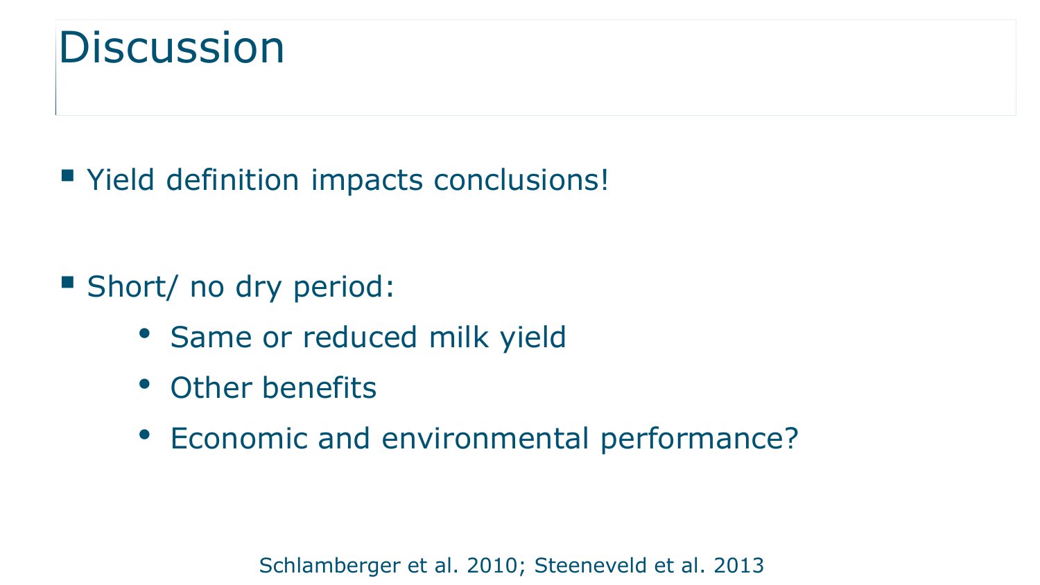# Discussion

- Yield definition impacts conclusions!

- Short/ no dry period:
  - Same or reduced milk yield
  - Other benefits
  - Economic and environmental performance?

Schlamberger et al. 2010; Steeneveld et al. 2013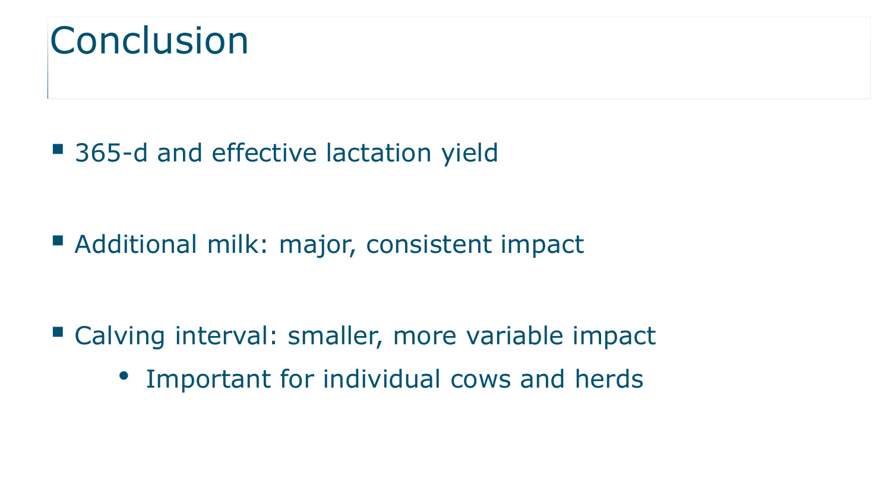# Conclusion

- 365-d and effective lactation yield

- Additional milk: major, consistent impact

- Calving interval: smaller, more variable impact
  - Important for individual cows and herds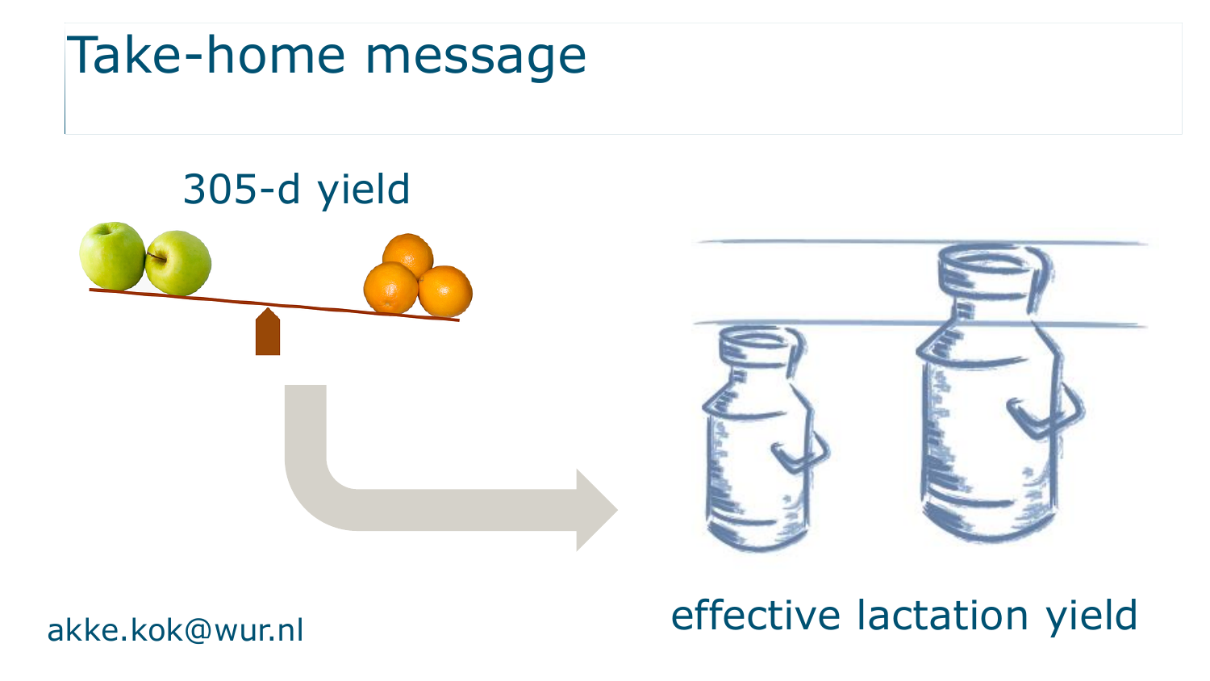# Take-home message

305-d yield

effective lactation yield

akke.kok@wur.nl